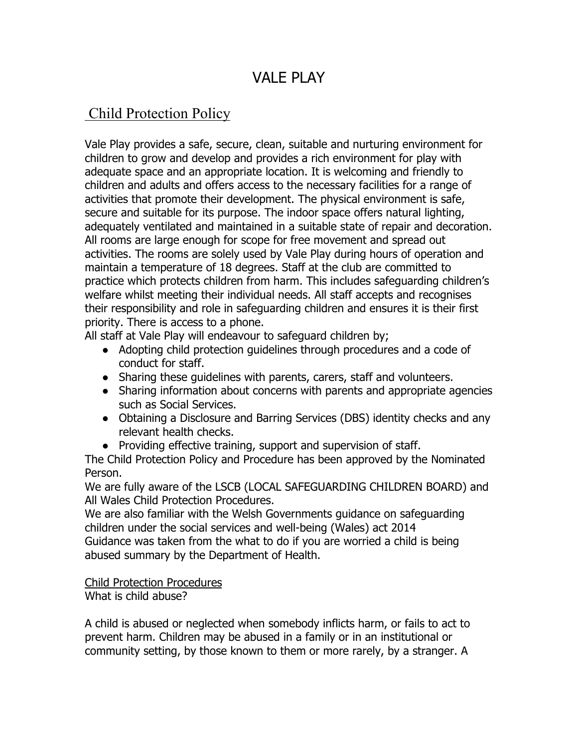# VALE PLAY

## Child Protection Policy

Vale Play provides a safe, secure, clean, suitable and nurturing environment for children to grow and develop and provides a rich environment for play with adequate space and an appropriate location. It is welcoming and friendly to children and adults and offers access to the necessary facilities for a range of activities that promote their development. The physical environment is safe, secure and suitable for its purpose. The indoor space offers natural lighting, adequately ventilated and maintained in a suitable state of repair and decoration. All rooms are large enough for scope for free movement and spread out activities. The rooms are solely used by Vale Play during hours of operation and maintain a temperature of 18 degrees. Staff at the club are committed to practice which protects children from harm. This includes safeguarding children's welfare whilst meeting their individual needs. All staff accepts and recognises their responsibility and role in safeguarding children and ensures it is their first priority. There is access to a phone.

All staff at Vale Play will endeavour to safeguard children by;

- Adopting child protection guidelines through procedures and a code of conduct for staff.
- Sharing these guidelines with parents, carers, staff and volunteers.
- Sharing information about concerns with parents and appropriate agencies such as Social Services.
- Obtaining a Disclosure and Barring Services (DBS) identity checks and any relevant health checks.
- Providing effective training, support and supervision of staff.

The Child Protection Policy and Procedure has been approved by the Nominated Person.

We are fully aware of the LSCB (LOCAL SAFEGUARDING CHILDREN BOARD) and All Wales Child Protection Procedures.

We are also familiar with the Welsh Governments guidance on safeguarding children under the social services and well-being (Wales) act 2014

Guidance was taken from the what to do if you are worried a child is being abused summary by the Department of Health.

<u>Child Protection Procedures</u>

What is child abuse?

A child is abused or neglected when somebody inflicts harm, or fails to act to prevent harm. Children may be abused in a family or in an institutional or community setting, by those known to them or more rarely, by a stranger. A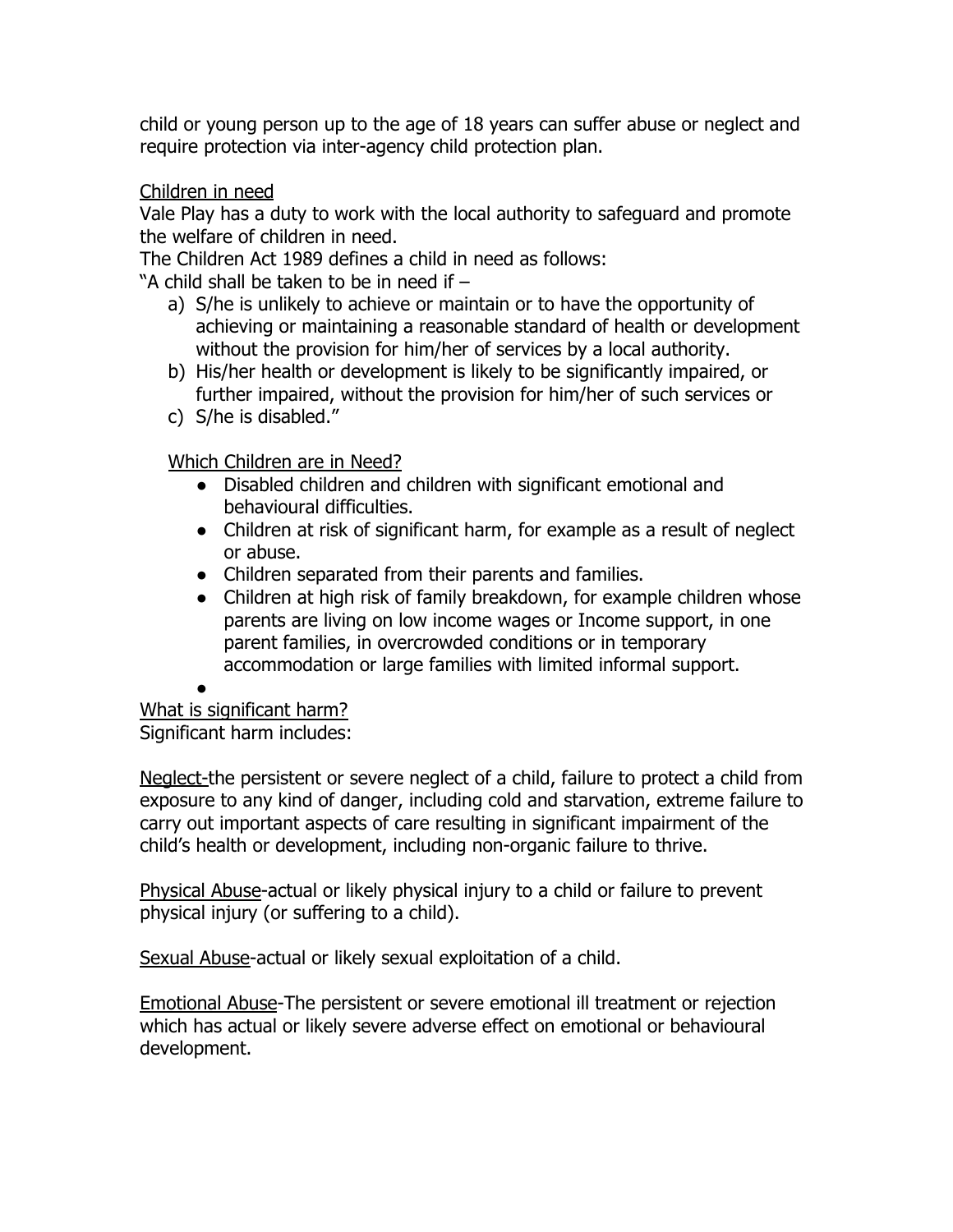child or young person up to the age of 18 years can suffer abuse or neglect and require protection via inter-agency child protection plan.

<u>Children in need</u>

Vale Play has a duty to work with the local authority to safeguard and promote the welfare of children in need.

The Children Act 1989 defines a child in need as follows:

"A child shall be taken to be in need if –

a) S/he is unlikely to achieve or maintain or to have the opportunity of achieving or maintaining a reasonable standard of health or development without the provision for him/her of services by a local authority.
b) His/her health or development is likely to be significantly impaired, or further impaired, without the provision for him/her of such services or
c) S/he is disabled."

<u>Which Children are in Need?</u>

- Disabled children and children with significant emotional and behavioural difficulties.
- Children at risk of significant harm, for example as a result of neglect or abuse.
- Children separated from their parents and families.
- Children at high risk of family breakdown, for example children whose parents are living on low income wages or Income support, in one parent families, in overcrowded conditions or in temporary accommodation or large families with limited informal support.

<u>What is significant harm?</u>

Significant harm includes:

<u>Neglect-</u>the persistent or severe neglect of a child, failure to protect a child from exposure to any kind of danger, including cold and starvation, extreme failure to carry out important aspects of care resulting in significant impairment of the child's health or development, including non-organic failure to thrive.

<u>Physical Abuse</u>-actual or likely physical injury to a child or failure to prevent physical injury (or suffering to a child).

<u>Sexual Abuse</u>-actual or likely sexual exploitation of a child.

<u>Emotional Abuse</u>-The persistent or severe emotional ill treatment or rejection which has actual or likely severe adverse effect on emotional or behavioural development.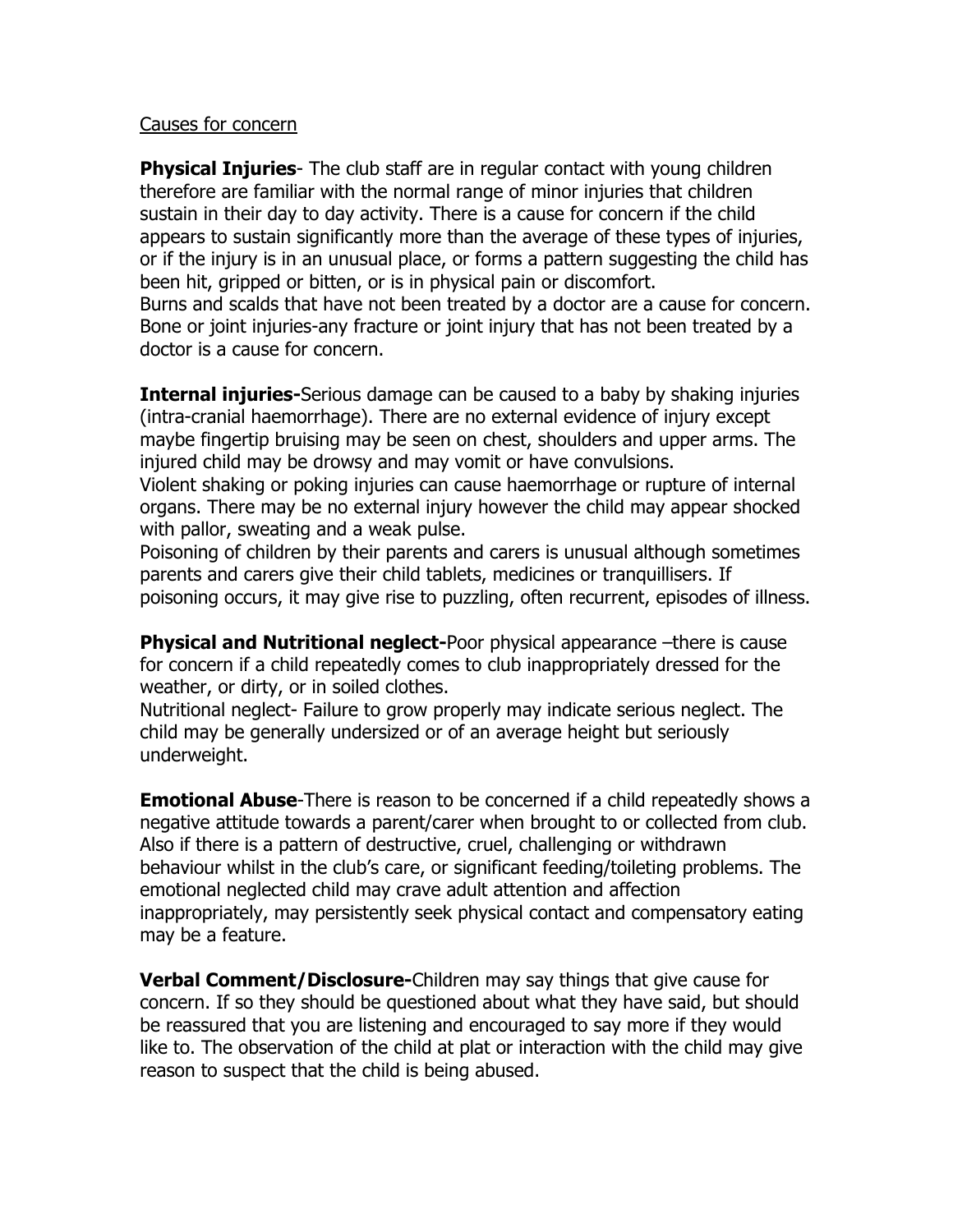<u>Causes for concern</u>

**Physical Injuries**- The club staff are in regular contact with young children therefore are familiar with the normal range of minor injuries that children sustain in their day to day activity. There is a cause for concern if the child appears to sustain significantly more than the average of these types of injuries, or if the injury is in an unusual place, or forms a pattern suggesting the child has been hit, gripped or bitten, or is in physical pain or discomfort.
Burns and scalds that have not been treated by a doctor are a cause for concern.
Bone or joint injuries-any fracture or joint injury that has not been treated by a doctor is a cause for concern.

**Internal injuries-**Serious damage can be caused to a baby by shaking injuries (intra-cranial haemorrhage). There are no external evidence of injury except maybe fingertip bruising may be seen on chest, shoulders and upper arms. The injured child may be drowsy and may vomit or have convulsions.
Violent shaking or poking injuries can cause haemorrhage or rupture of internal organs. There may be no external injury however the child may appear shocked with pallor, sweating and a weak pulse.
Poisoning of children by their parents and carers is unusual although sometimes parents and carers give their child tablets, medicines or tranquillisers. If poisoning occurs, it may give rise to puzzling, often recurrent, episodes of illness.

**Physical and Nutritional neglect-**Poor physical appearance –there is cause for concern if a child repeatedly comes to club inappropriately dressed for the weather, or dirty, or in soiled clothes.
Nutritional neglect- Failure to grow properly may indicate serious neglect. The child may be generally undersized or of an average height but seriously underweight.

**Emotional Abuse**-There is reason to be concerned if a child repeatedly shows a negative attitude towards a parent/carer when brought to or collected from club. Also if there is a pattern of destructive, cruel, challenging or withdrawn behaviour whilst in the club's care, or significant feeding/toileting problems. The emotional neglected child may crave adult attention and affection inappropriately, may persistently seek physical contact and compensatory eating may be a feature.

**Verbal Comment/Disclosure-**Children may say things that give cause for concern. If so they should be questioned about what they have said, but should be reassured that you are listening and encouraged to say more if they would like to. The observation of the child at plat or interaction with the child may give reason to suspect that the child is being abused.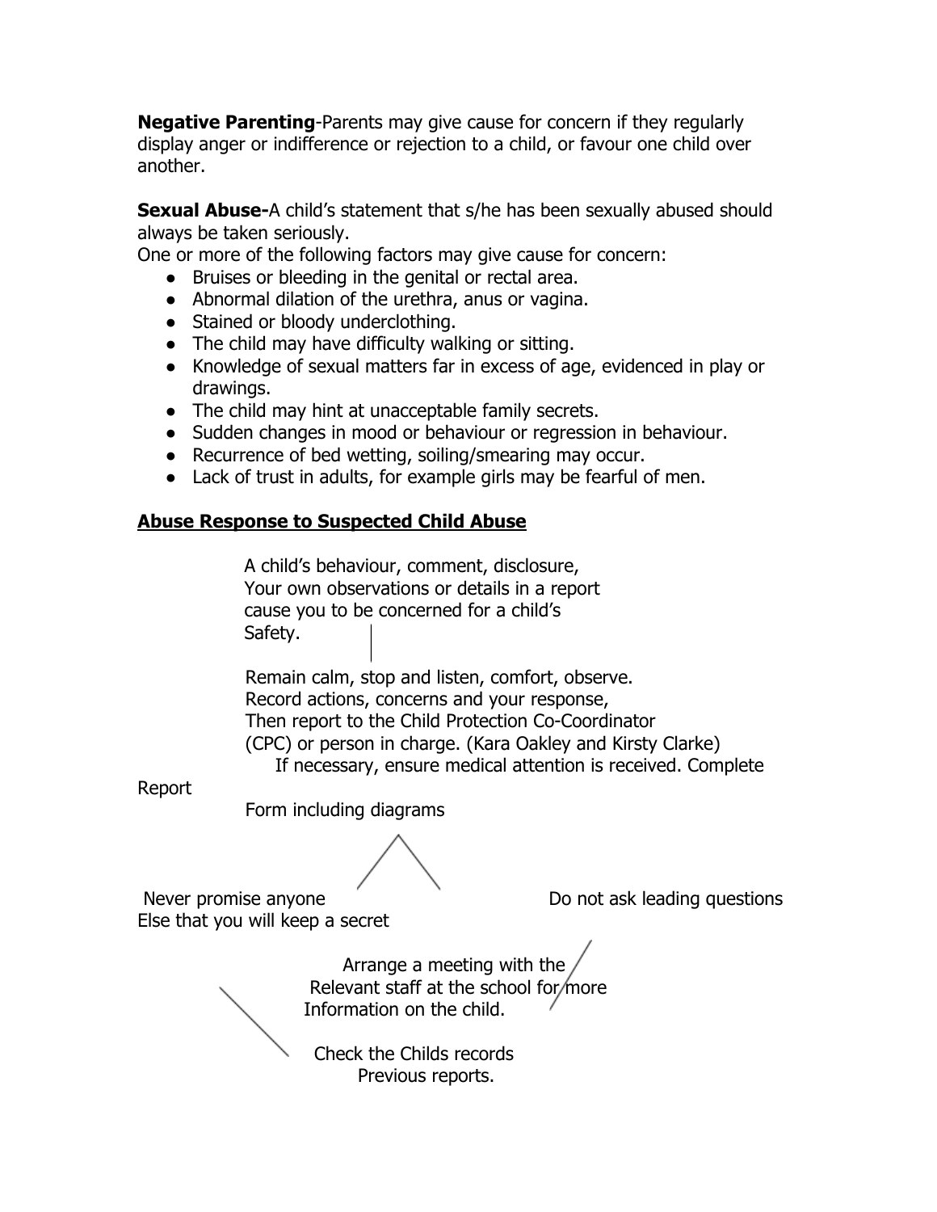**Negative Parenting**-Parents may give cause for concern if they regularly display anger or indifference or rejection to a child, or favour one child over another.

**Sexual Abuse-**A child's statement that s/he has been sexually abused should always be taken seriously.
One or more of the following factors may give cause for concern:

- Bruises or bleeding in the genital or rectal area.
- Abnormal dilation of the urethra, anus or vagina.
- Stained or bloody underclothing.
- The child may have difficulty walking or sitting.
- Knowledge of sexual matters far in excess of age, evidenced in play or drawings.
- The child may hint at unacceptable family secrets.
- Sudden changes in mood or behaviour or regression in behaviour.
- Recurrence of bed wetting, soiling/smearing may occur.
- Lack of trust in adults, for example girls may be fearful of men.

**<u>Abuse Response to Suspected Child Abuse</u>**

A child's behaviour, comment, disclosure,
Your own observations or details in a report
cause you to be concerned for a child's
Safety.

Remain calm, stop and listen, comfort, observe.
Record actions, concerns and your response,
Then report to the Child Protection Co-Coordinator
(CPC) or person in charge. (Kara Oakley and Kirsty Clarke)
If necessary, ensure medical attention is received. Complete Report
Form including diagrams

Never promise anyone
Else that you will keep a secret

Do not ask leading questions

Arrange a meeting with the
Relevant staff at the school for more
Information on the child.

Check the Childs records
Previous reports.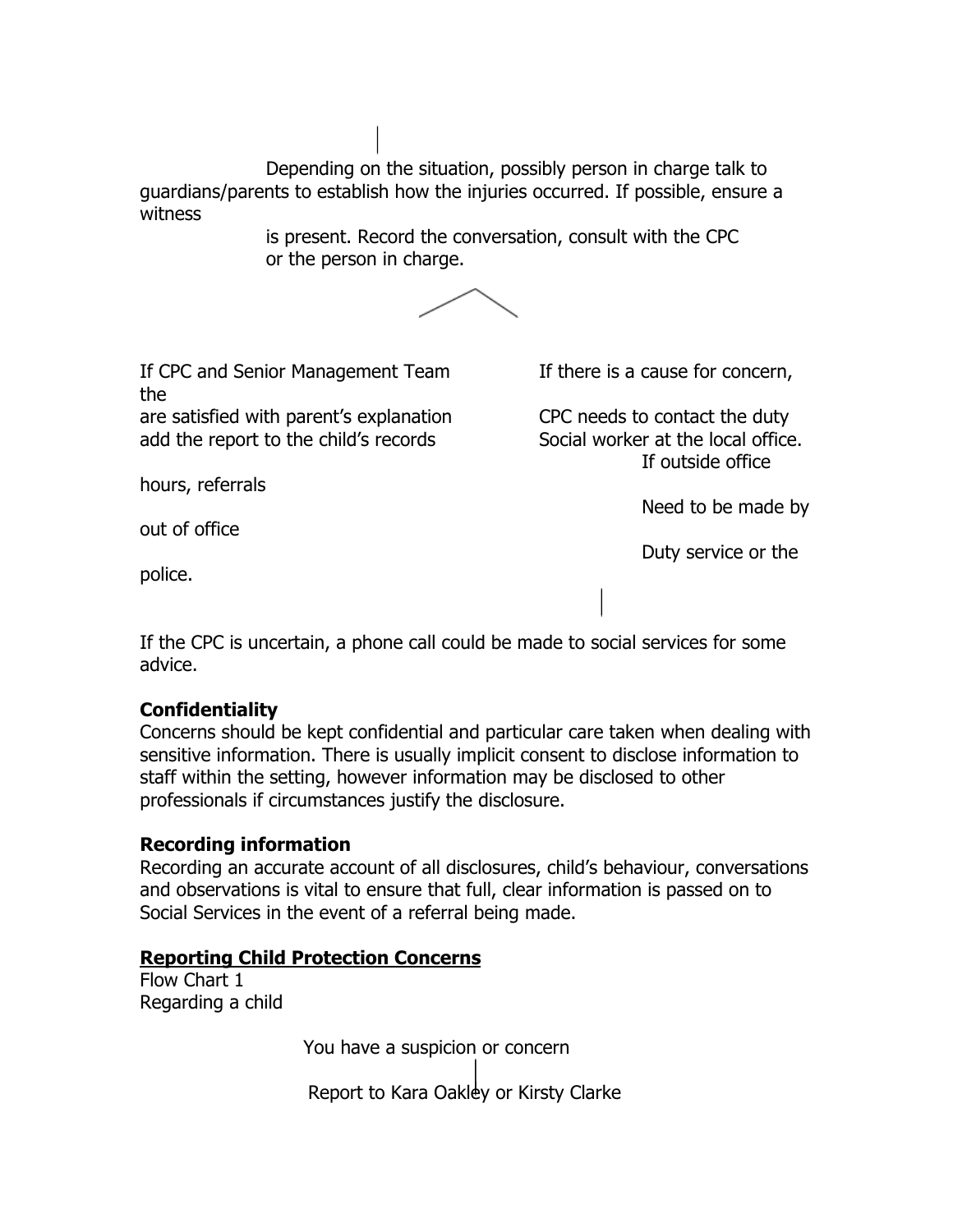Depending on the situation, possibly person in charge talk to guardians/parents to establish how the injuries occurred. If possible, ensure a witness is present. Record the conversation, consult with the CPC or the person in charge.

If CPC and Senior Management Team are satisfied with parent's explanation add the report to the child's records

If there is a cause for concern, the CPC needs to contact the duty Social worker at the local office. If outside office hours, referrals Need to be made by out of office Duty service or the police.

If the CPC is uncertain, a phone call could be made to social services for some advice.

**Confidentiality**
Concerns should be kept confidential and particular care taken when dealing with sensitive information. There is usually implicit consent to disclose information to staff within the setting, however information may be disclosed to other professionals if circumstances justify the disclosure.

**Recording information**
Recording an accurate account of all disclosures, child's behaviour, conversations and observations is vital to ensure that full, clear information is passed on to Social Services in the event of a referral being made.

**<u>Reporting Child Protection Concerns</u>**
Flow Chart 1
Regarding a child

You have a suspicion or concern

Report to Kara Oakley or Kirsty Clarke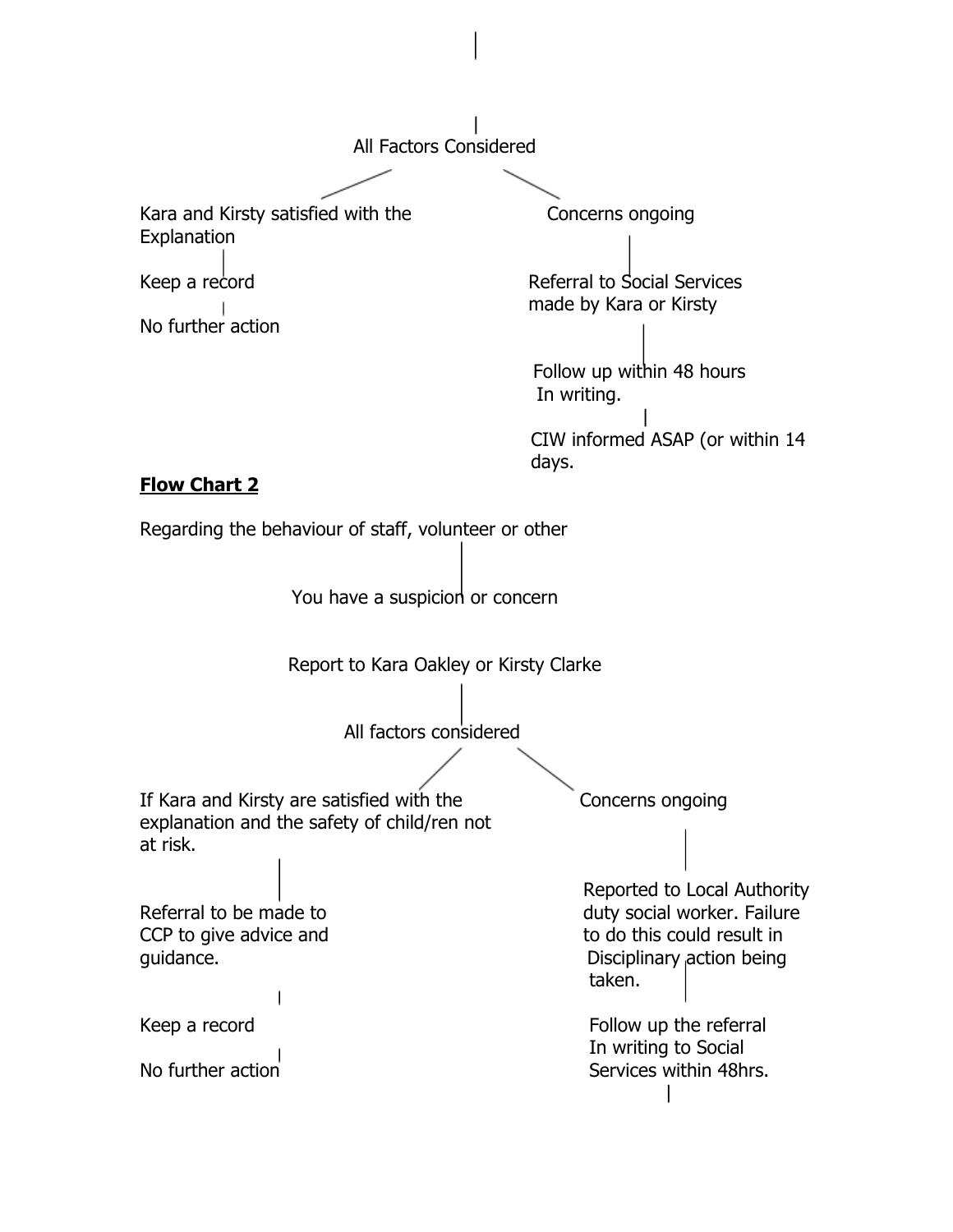All Factors Considered

Kara and Kirsty satisfied with the Explanation

Keep a record

No further action

Concerns ongoing

Referral to Social Services made by Kara or Kirsty

Follow up within 48 hours In writing.

CIW informed ASAP (or within 14 days.

**Flow Chart 2**

Regarding the behaviour of staff, volunteer or other

You have a suspicion or concern

Report to Kara Oakley or Kirsty Clarke

All factors considered

If Kara and Kirsty are satisfied with the explanation and the safety of child/ren not at risk.

Referral to be made to CCP to give advice and guidance.

Keep a record

No further action

Concerns ongoing

Reported to Local Authority duty social worker. Failure to do this could result in Disciplinary action being taken.

Follow up the referral In writing to Social Services within 48hrs.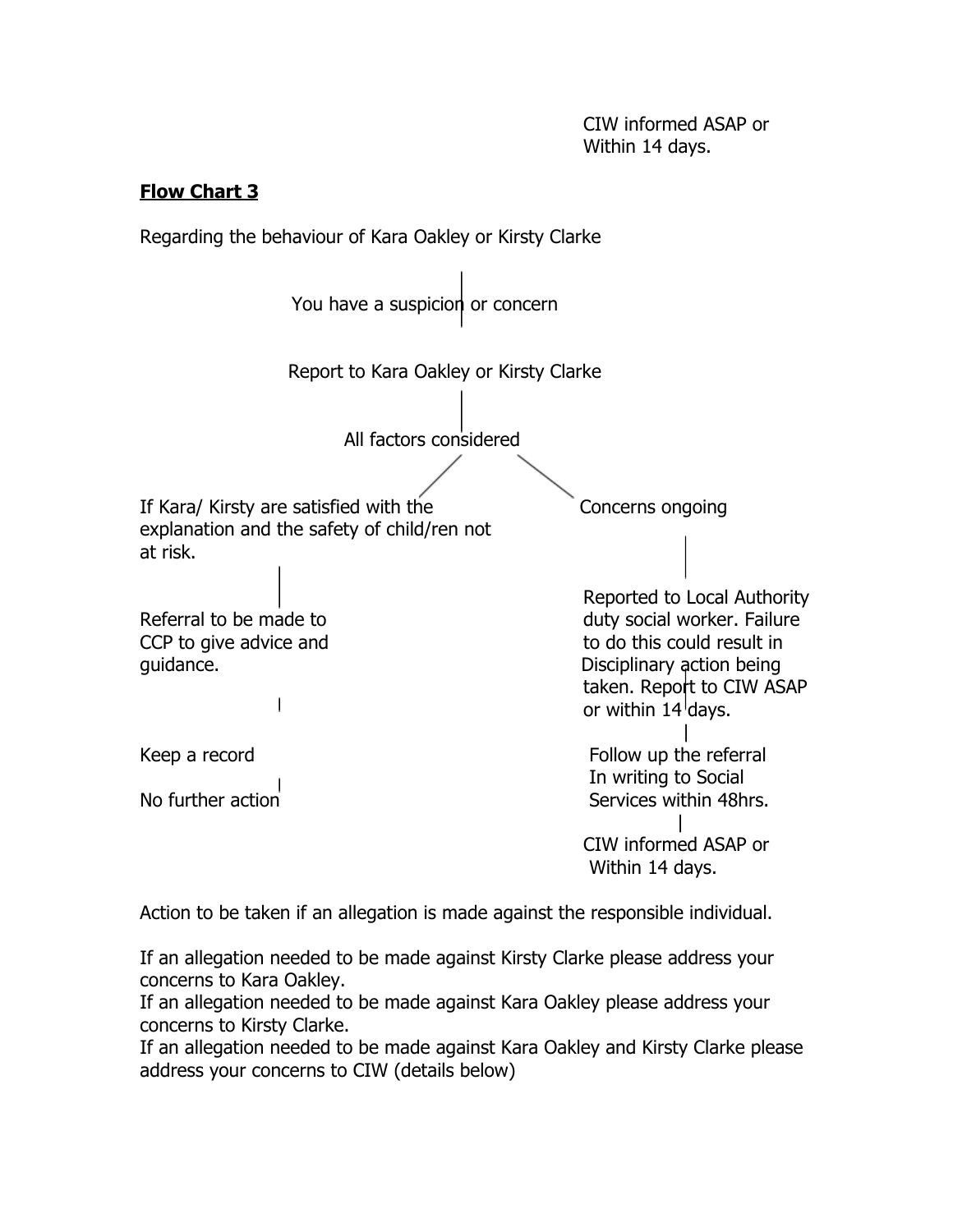CIW informed ASAP or
Within 14 days.

**Flow Chart 3**

Regarding the behaviour of Kara Oakley or Kirsty Clarke

You have a suspicion or concern

Report to Kara Oakley or Kirsty Clarke

All factors considered

If Kara/ Kirsty are satisfied with the explanation and the safety of child/ren not at risk.

Referral to be made to CCP to give advice and guidance.

Keep a record

No further action

Concerns ongoing

Reported to Local Authority duty social worker. Failure to do this could result in Disciplinary action being taken. Report to CIW ASAP or within 14 days.

Follow up the referral In writing to Social Services within 48hrs.

CIW informed ASAP or Within 14 days.

Action to be taken if an allegation is made against the responsible individual.

If an allegation needed to be made against Kirsty Clarke please address your concerns to Kara Oakley.
If an allegation needed to be made against Kara Oakley please address your concerns to Kirsty Clarke.
If an allegation needed to be made against Kara Oakley and Kirsty Clarke please address your concerns to CIW (details below)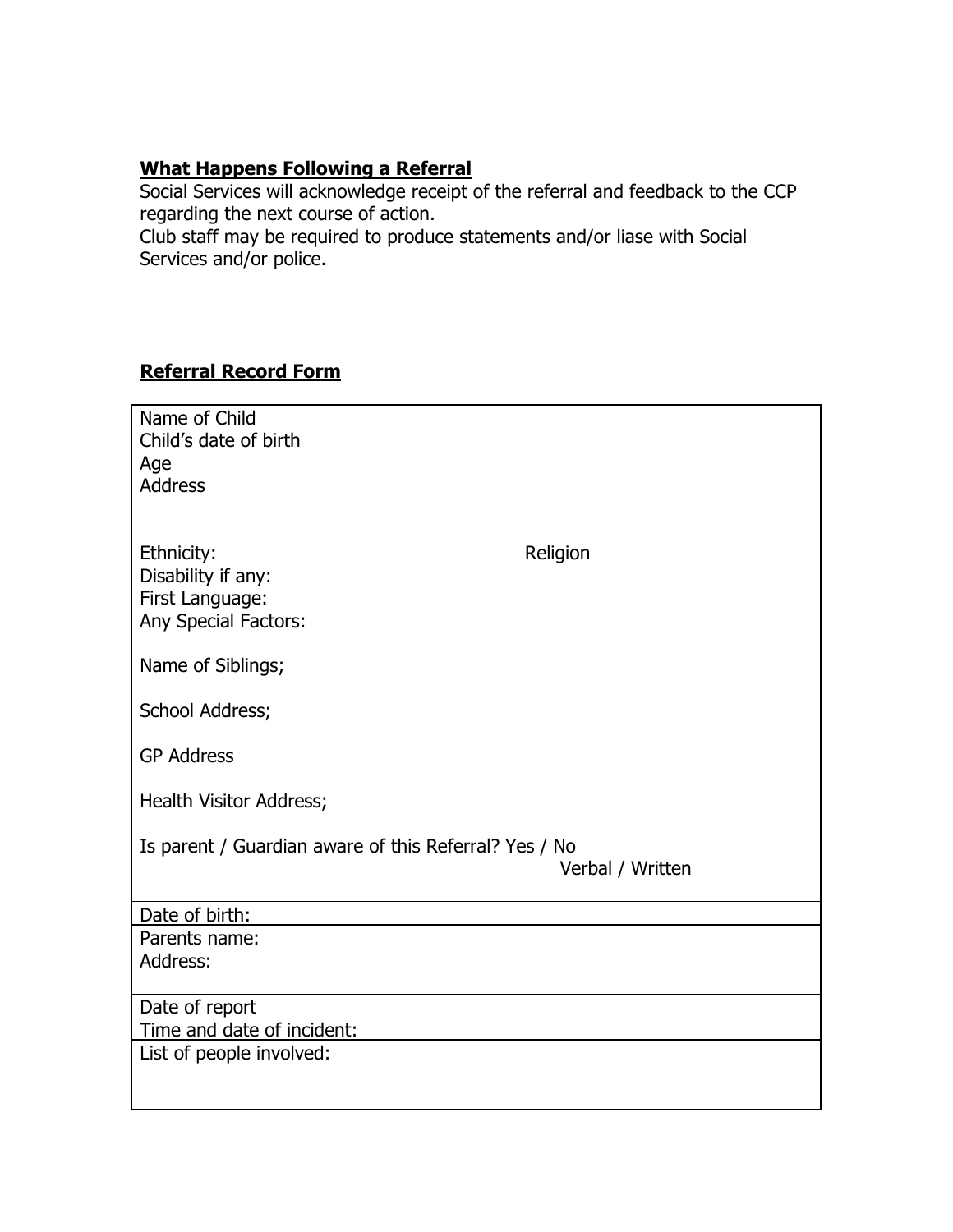**What Happens Following a Referral**

Social Services will acknowledge receipt of the referral and feedback to the CCP regarding the next course of action.

Club staff may be required to produce statements and/or liase with Social Services and/or police.

**Referral Record Form**

| |
|---|
| Name of Child<br>Child's date of birth<br>Age<br>Address<br><br><br>Ethnicity: Religion<br>Disability if any:<br>First Language:<br>Any Special Factors:<br><br>Name of Siblings;<br><br>School Address;<br><br>GP Address<br><br>Health Visitor Address;<br><br>Is parent / Guardian aware of this Referral? Yes / No<br>Verbal / Written |
| Date of birth: |
| Parents name:<br>Address: |
| Date of report<br>Time and date of incident: |
| List of people involved: |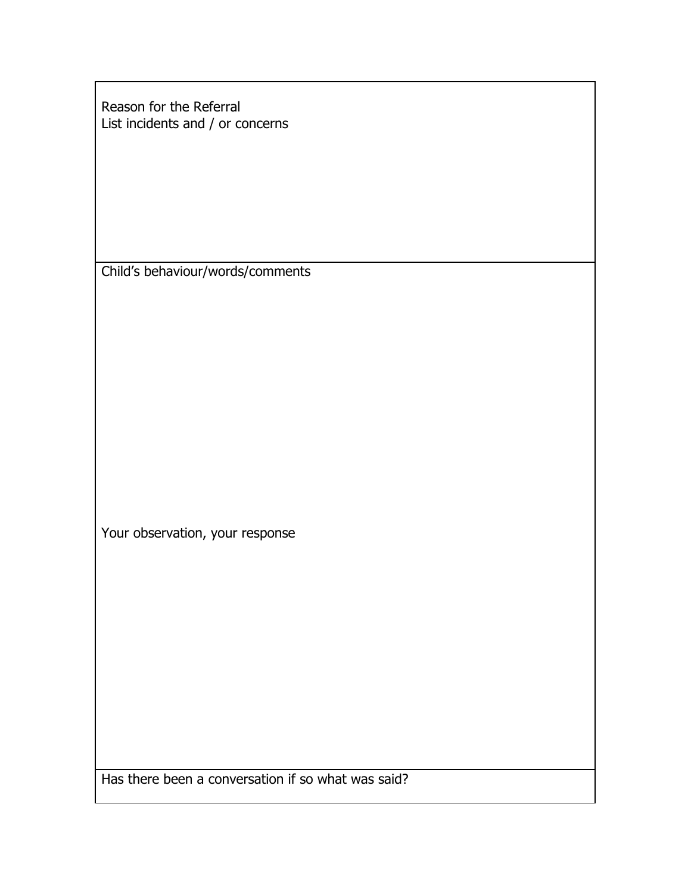| Reason for the Referral<br>List incidents and / or concerns |
|---|
| Child's behaviour/words/comments<br><br>Your observation, your response |
| Has there been a conversation if so what was said? |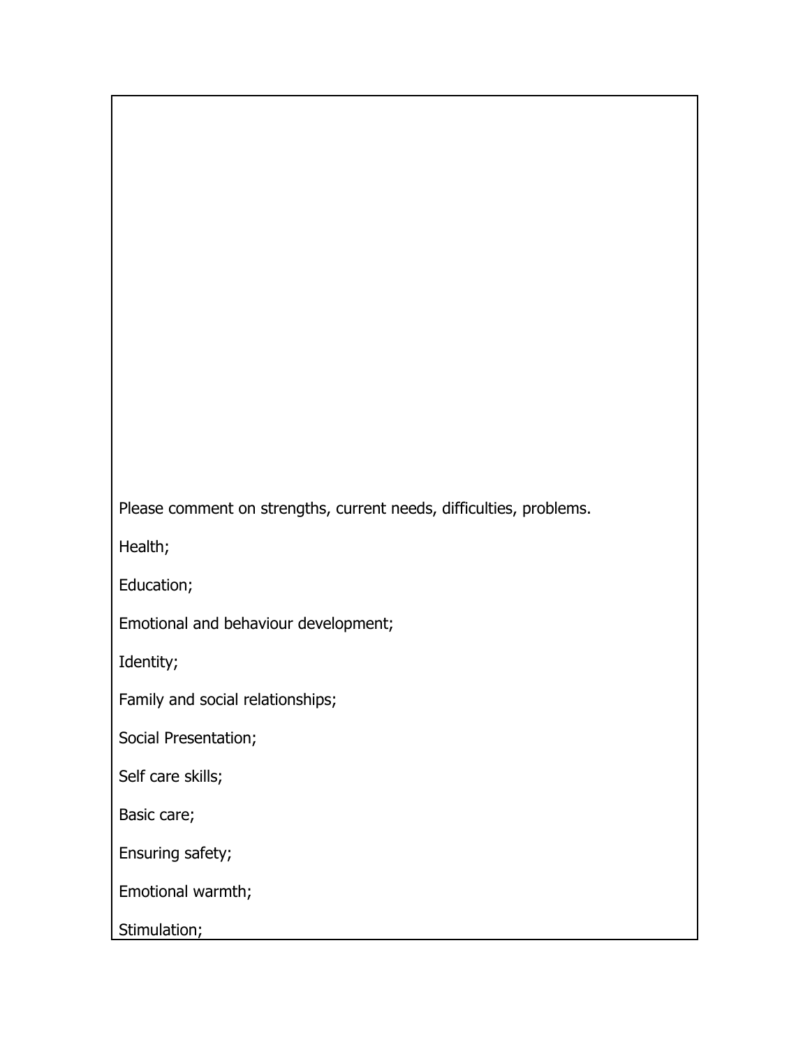Please comment on strengths, current needs, difficulties, problems.

Health;

Education;

Emotional and behaviour development;

Identity;

Family and social relationships;

Social Presentation;

Self care skills;

Basic care;

Ensuring safety;

Emotional warmth;

Stimulation;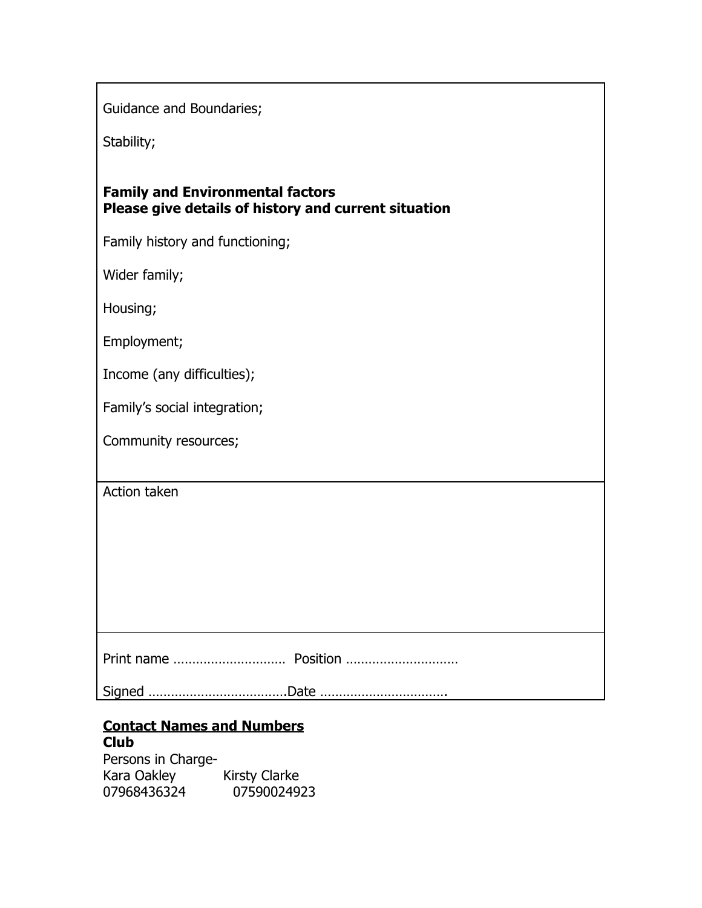Guidance and Boundaries;

Stability;

**Family and Environmental factors**
**Please give details of history and current situation**

Family history and functioning;

Wider family;

Housing;

Employment;

Income (any difficulties);

Family's social integration;

Community resources;

Action taken

Print name ………………………… Position …………………………

Signed ……………………………….Date …………………………….

**Contact Names and Numbers**

**Club**

Persons in Charge-

| Kara Oakley | Kirsty Clarke |
|---|---|
| 07968436324 | 07590024923 |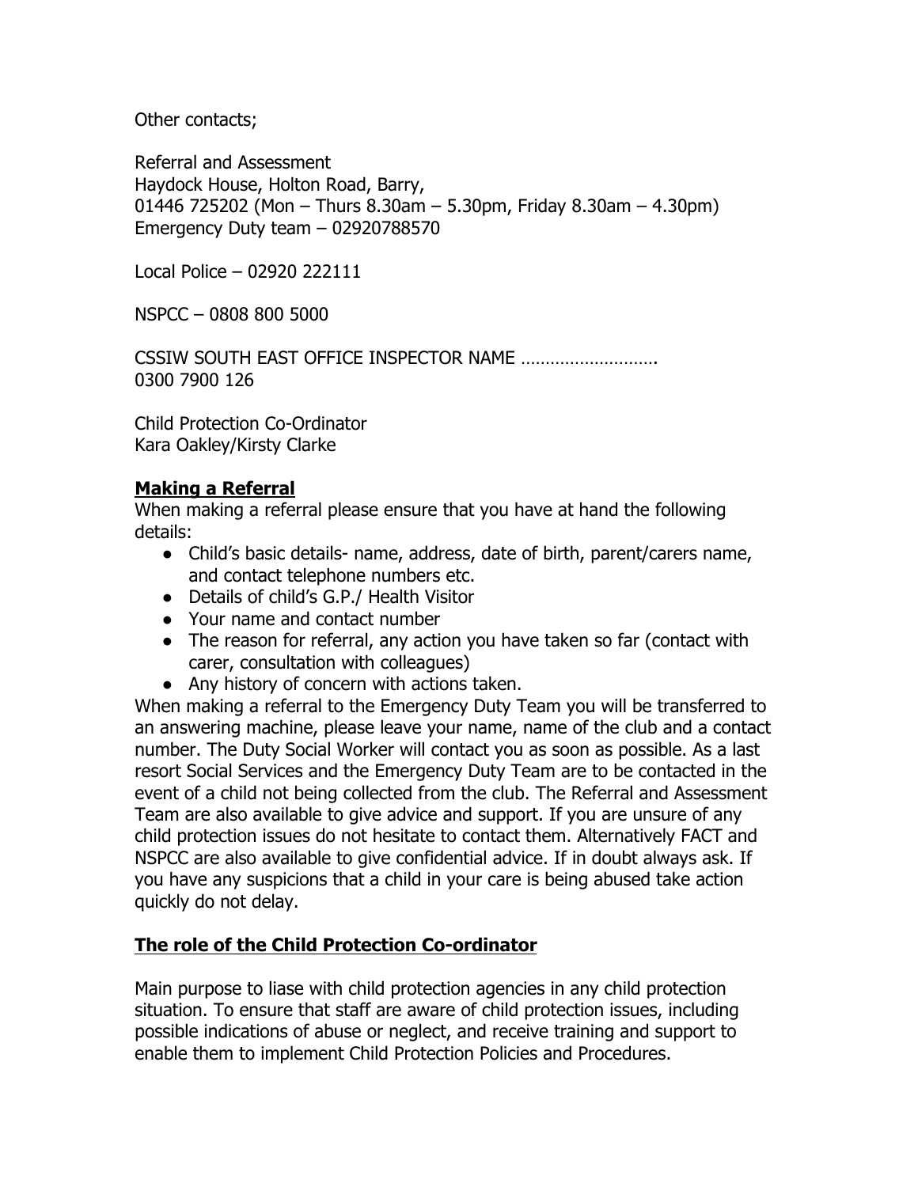Other contacts;

Referral and Assessment
Haydock House, Holton Road, Barry,
01446 725202 (Mon – Thurs 8.30am – 5.30pm, Friday 8.30am – 4.30pm)
Emergency Duty team – 02920788570

Local Police – 02920 222111

NSPCC – 0808 800 5000

CSSIW SOUTH EAST OFFICE INSPECTOR NAME ……………………….
0300 7900 126

Child Protection Co-Ordinator
Kara Oakley/Kirsty Clarke

## **Making a Referral**

When making a referral please ensure that you have at hand the following details:

- Child's basic details- name, address, date of birth, parent/carers name, and contact telephone numbers etc.
- Details of child's G.P./ Health Visitor
- Your name and contact number
- The reason for referral, any action you have taken so far (contact with carer, consultation with colleagues)
- Any history of concern with actions taken.

When making a referral to the Emergency Duty Team you will be transferred to an answering machine, please leave your name, name of the club and a contact number. The Duty Social Worker will contact you as soon as possible. As a last resort Social Services and the Emergency Duty Team are to be contacted in the event of a child not being collected from the club. The Referral and Assessment Team are also available to give advice and support. If you are unsure of any child protection issues do not hesitate to contact them. Alternatively FACT and NSPCC are also available to give confidential advice. If in doubt always ask. If you have any suspicions that a child in your care is being abused take action quickly do not delay.

## **The role of the Child Protection Co-ordinator**

Main purpose to liase with child protection agencies in any child protection situation. To ensure that staff are aware of child protection issues, including possible indications of abuse or neglect, and receive training and support to enable them to implement Child Protection Policies and Procedures.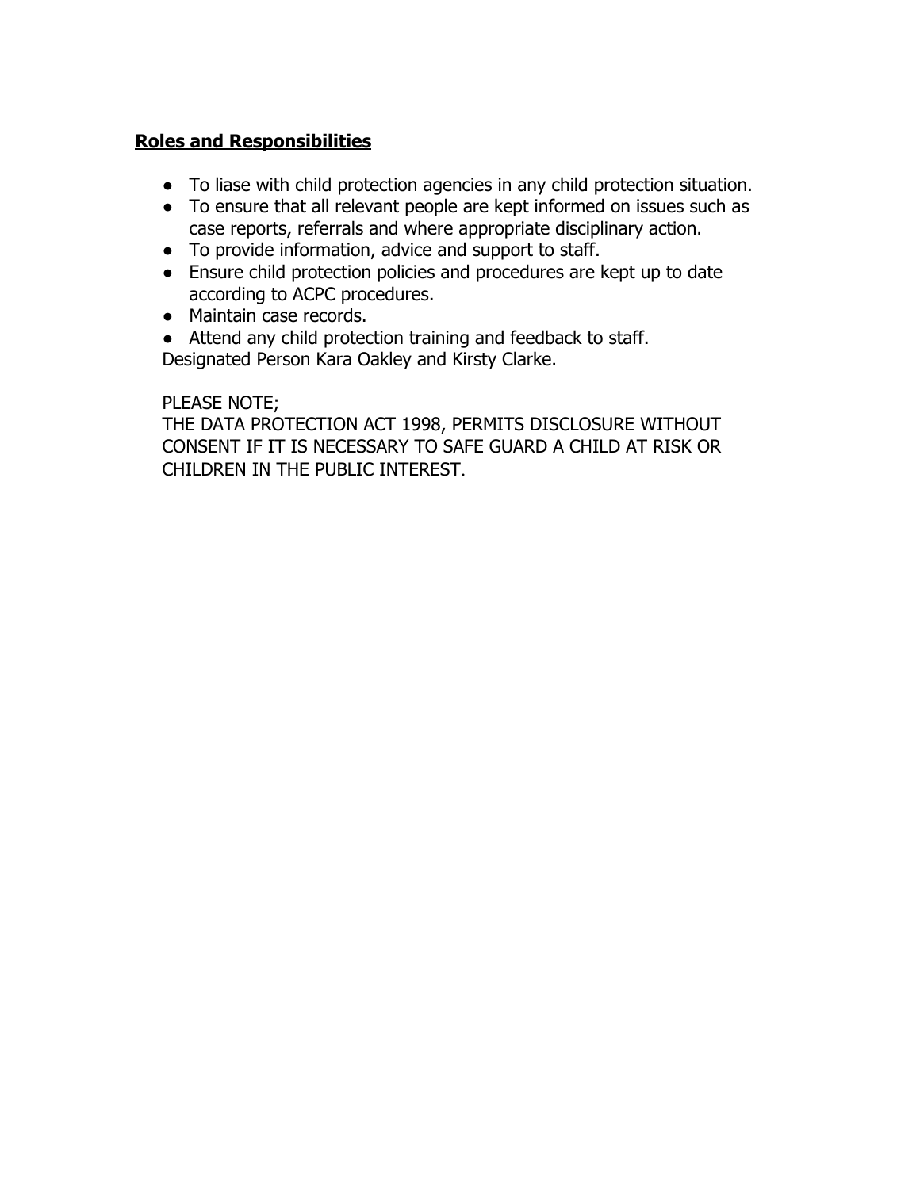**Roles and Responsibilities**

- To liase with child protection agencies in any child protection situation.
- To ensure that all relevant people are kept informed on issues such as case reports, referrals and where appropriate disciplinary action.
- To provide information, advice and support to staff.
- Ensure child protection policies and procedures are kept up to date according to ACPC procedures.
- Maintain case records.
- Attend any child protection training and feedback to staff.

Designated Person Kara Oakley and Kirsty Clarke.

PLEASE NOTE;
THE DATA PROTECTION ACT 1998, PERMITS DISCLOSURE WITHOUT CONSENT IF IT IS NECESSARY TO SAFE GUARD A CHILD AT RISK OR CHILDREN IN THE PUBLIC INTEREST.